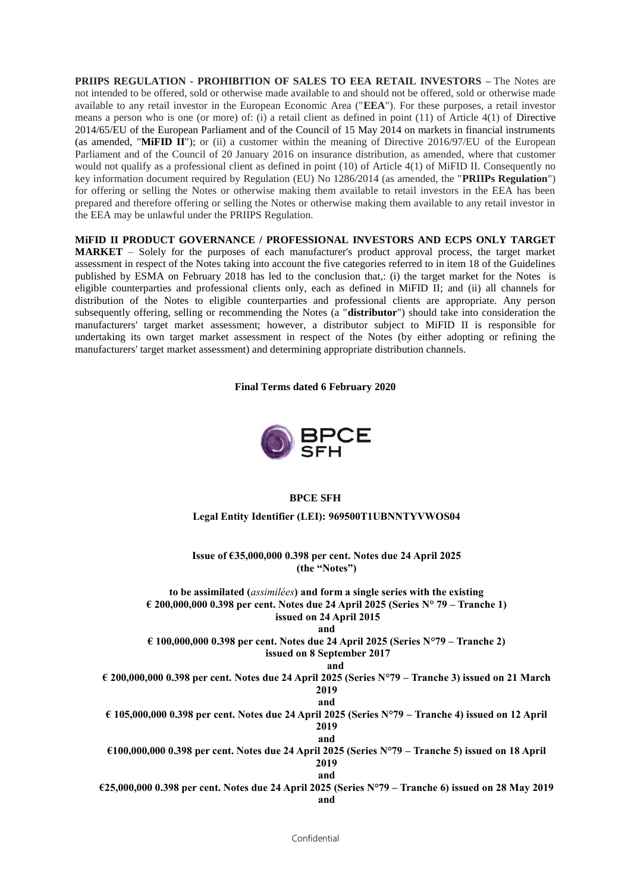**PRIIPS REGULATION - PROHIBITION OF SALES TO EEA RETAIL INVESTORS –** The Notes are not intended to be offered, sold or otherwise made available to and should not be offered, sold or otherwise made available to any retail investor in the European Economic Area ("**EEA**"). For these purposes, a retail investor means a person who is one (or more) of: (i) a retail client as defined in point (11) of Article 4(1) of Directive 2014/65/EU of the European Parliament and of the Council of 15 May 2014 on markets in financial instruments (as amended, "**MiFID II**"); or (ii) a customer within the meaning of Directive 2016/97/EU of the European Parliament and of the Council of 20 January 2016 on insurance distribution, as amended, where that customer would not qualify as a professional client as defined in point (10) of Article 4(1) of MiFID II. Consequently no key information document required by Regulation (EU) No 1286/2014 (as amended, the "**PRIIPs Regulation**") for offering or selling the Notes or otherwise making them available to retail investors in the EEA has been prepared and therefore offering or selling the Notes or otherwise making them available to any retail investor in the EEA may be unlawful under the PRIIPS Regulation.

**MiFID II PRODUCT GOVERNANCE / PROFESSIONAL INVESTORS AND ECPS ONLY TARGET MARKET** – Solely for the purposes of each manufacturer's product approval process, the target market assessment in respect of the Notes taking into account the five categories referred to in item 18 of the Guidelines published by ESMA on February 2018 has led to the conclusion that,: (i) the target market for the Notes is eligible counterparties and professional clients only, each as defined in MiFID II; and (ii) all channels for distribution of the Notes to eligible counterparties and professional clients are appropriate. Any person subsequently offering, selling or recommending the Notes (a "**distributor**") should take into consideration the manufacturers' target market assessment; however, a distributor subject to MiFID II is responsible for undertaking its own target market assessment in respect of the Notes (by either adopting or refining the manufacturers' target market assessment) and determining appropriate distribution channels.

**Final Terms dated 6 February 2020**

BPCE SFH

**BPCE SFH**

**Legal Entity Identifier (LEI): 969500T1UBNNTYVWOS04**

**Issue of €35,000,000 0.398 per cent. Notes due 24 April 2025**
**(the "Notes")**

**to be assimilated (*assimilées*) and form a single series with the existing**
**€ 200,000,000 0.398 per cent. Notes due 24 April 2025 (Series N° 79 – Tranche 1)**
**issued on 24 April 2015**
**and**
**€ 100,000,000 0.398 per cent. Notes due 24 April 2025 (Series N°79 – Tranche 2)**
**issued on 8 September 2017**
**and**
**€ 200,000,000 0.398 per cent. Notes due 24 April 2025 (Series N°79 – Tranche 3) issued on 21 March 2019**
**and**
**€ 105,000,000 0.398 per cent. Notes due 24 April 2025 (Series N°79 – Tranche 4) issued on 12 April 2019**
**and**
**€100,000,000 0.398 per cent. Notes due 24 April 2025 (Series N°79 – Tranche 5) issued on 18 April 2019**
**and**
**€25,000,000 0.398 per cent. Notes due 24 April 2025 (Series N°79 – Tranche 6) issued on 28 May 2019**
**and**

Confidential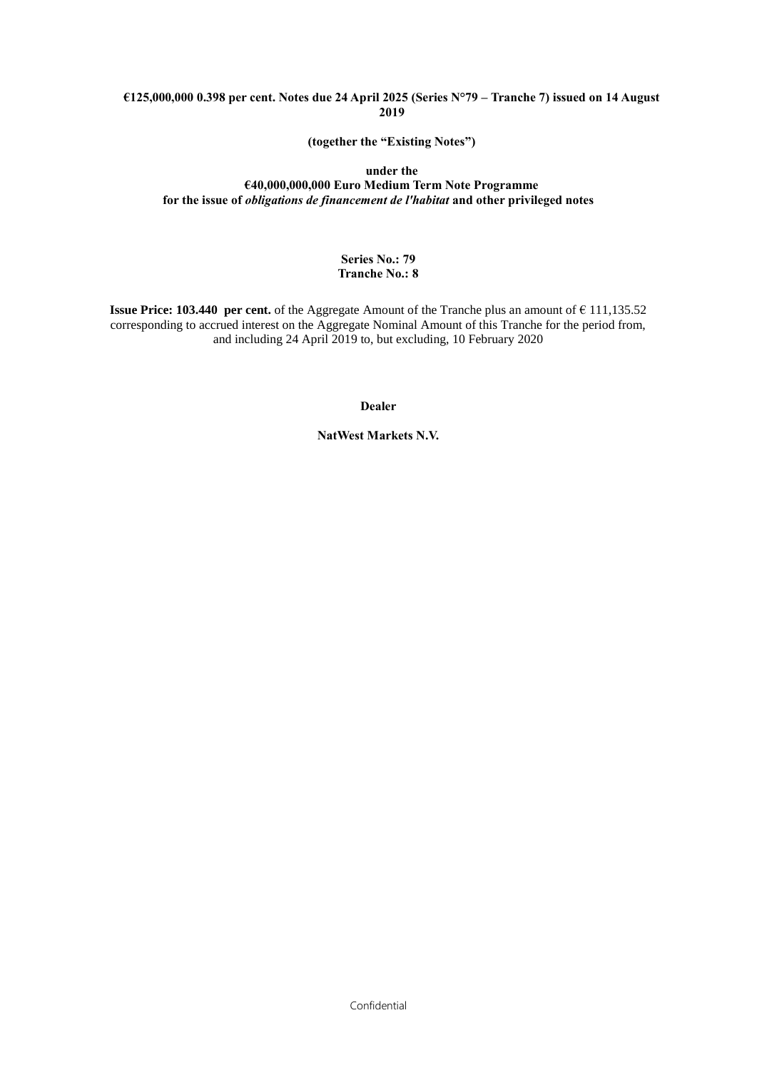**€125,000,000 0.398 per cent. Notes due 24 April 2025 (Series N°79 – Tranche 7) issued on 14 August 2019**

**(together the "Existing Notes")**

**under the**
**€40,000,000,000 Euro Medium Term Note Programme**
**for the issue of *obligations de financement de l'habitat* and other privileged notes**

**Series No.: 79**
**Tranche No.: 8**

**Issue Price: 103.440 per cent.** of the Aggregate Amount of the Tranche plus an amount of € 111,135.52 corresponding to accrued interest on the Aggregate Nominal Amount of this Tranche for the period from, and including 24 April 2019 to, but excluding, 10 February 2020

**Dealer**

**NatWest Markets N.V.**

Confidential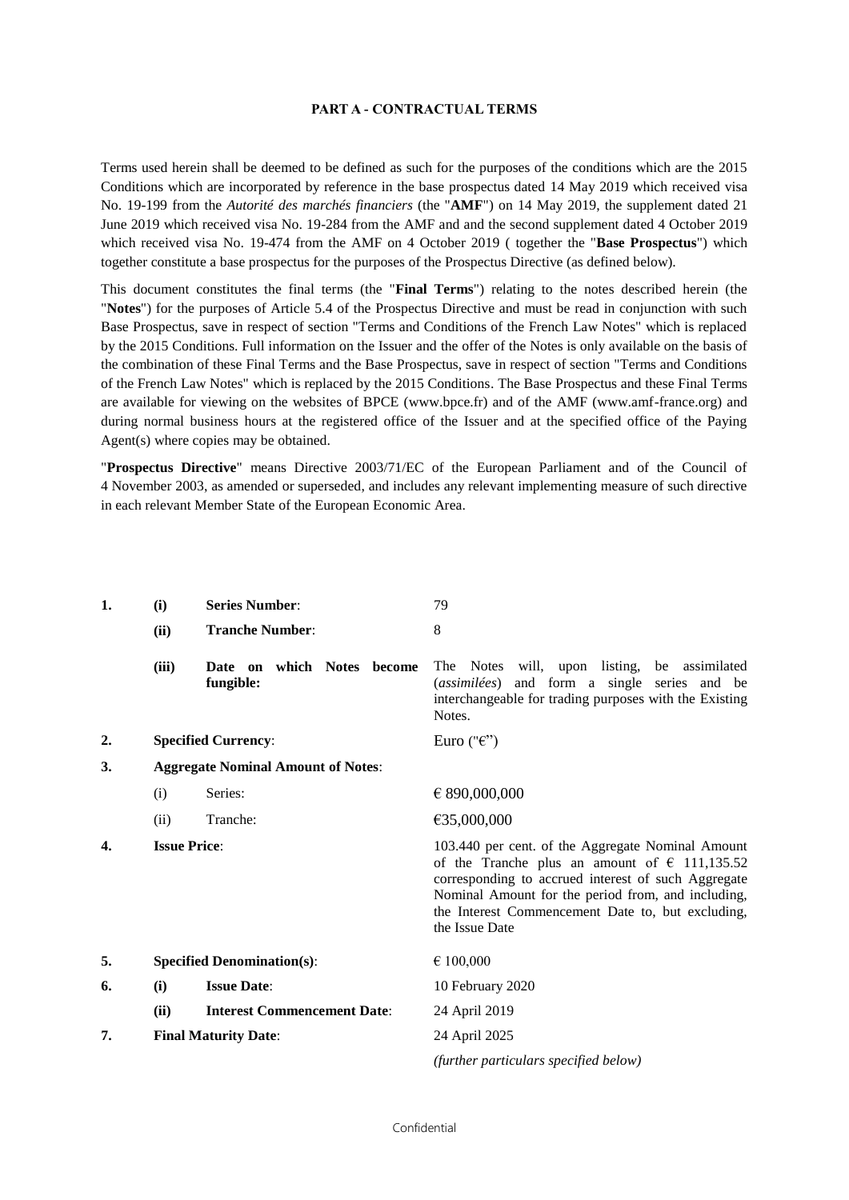# PART A - CONTRACTUAL TERMS

Terms used herein shall be deemed to be defined as such for the purposes of the conditions which are the 2015 Conditions which are incorporated by reference in the base prospectus dated 14 May 2019 which received visa No. 19-199 from the *Autorité des marchés financiers* (the "**AMF**") on 14 May 2019, the supplement dated 21 June 2019 which received visa No. 19-284 from the AMF and and the second supplement dated 4 October 2019 which received visa No. 19-474 from the AMF on 4 October 2019 ( together the "**Base Prospectus**") which together constitute a base prospectus for the purposes of the Prospectus Directive (as defined below).

This document constitutes the final terms (the "**Final Terms**") relating to the notes described herein (the "**Notes**") for the purposes of Article 5.4 of the Prospectus Directive and must be read in conjunction with such Base Prospectus, save in respect of section "Terms and Conditions of the French Law Notes" which is replaced by the 2015 Conditions. Full information on the Issuer and the offer of the Notes is only available on the basis of the combination of these Final Terms and the Base Prospectus, save in respect of section "Terms and Conditions of the French Law Notes" which is replaced by the 2015 Conditions. The Base Prospectus and these Final Terms are available for viewing on the websites of BPCE (www.bpce.fr) and of the AMF (www.amf-france.org) and during normal business hours at the registered office of the Issuer and at the specified office of the Paying Agent(s) where copies may be obtained.

"**Prospectus Directive**" means Directive 2003/71/EC of the European Parliament and of the Council of 4 November 2003, as amended or superseded, and includes any relevant implementing measure of such directive in each relevant Member State of the European Economic Area.

| | | | |
|---|---|---|---|
| **1.** | **(i)** | **Series Number**: | 79 |
| | **(ii)** | **Tranche Number**: | 8 |
| | **(iii)** | **Date on which Notes become fungible:** | The Notes will, upon listing, be assimilated (*assimilées*) and form a single series and be interchangeable for trading purposes with the Existing Notes. |
| **2.** | **Specified Currency**: | | Euro ("€") |
| **3.** | **Aggregate Nominal Amount of Notes**: | | |
| | (i) | Series: | € 890,000,000 |
| | (ii) | Tranche: | €35,000,000 |
| **4.** | **Issue Price**: | | 103.440 per cent. of the Aggregate Nominal Amount of the Tranche plus an amount of € 111,135.52 corresponding to accrued interest of such Aggregate Nominal Amount for the period from, and including, the Interest Commencement Date to, but excluding, the Issue Date |
| **5.** | **Specified Denomination(s)**: | | € 100,000 |
| **6.** | **(i)** | **Issue Date**: | 10 February 2020 |
| | **(ii)** | **Interest Commencement Date**: | 24 April 2019 |
| **7.** | **Final Maturity Date**: | | 24 April 2025 |
| | | | *(further particulars specified below)* |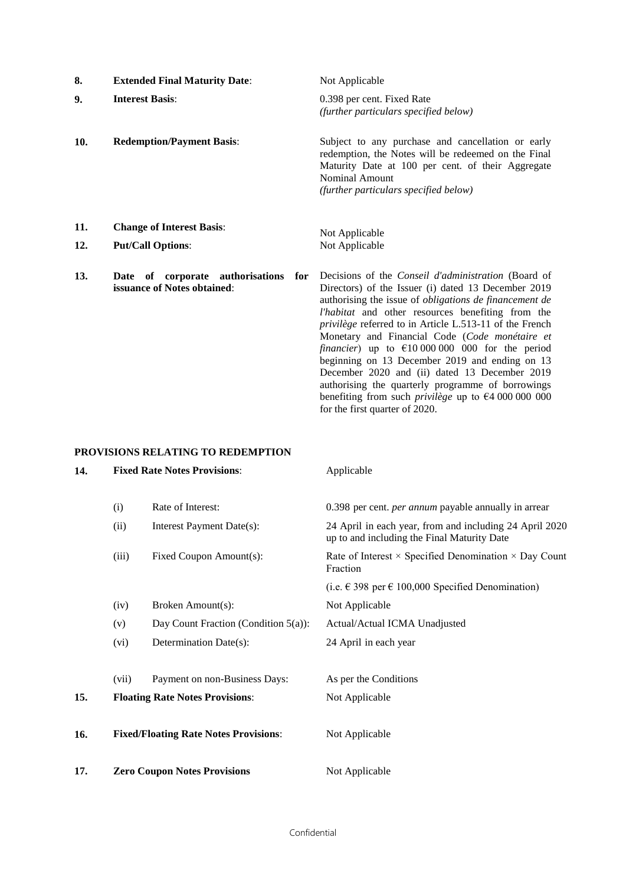| | | |
|---|---|---|
| **8.** | **Extended Final Maturity Date**: | Not Applicable |
| **9.** | **Interest Basis**: | 0.398 per cent. Fixed Rate<br>*(further particulars specified below)* |
| **10.** | **Redemption/Payment Basis**: | Subject to any purchase and cancellation or early redemption, the Notes will be redeemed on the Final Maturity Date at 100 per cent. of their Aggregate Nominal Amount<br>*(further particulars specified below)* |
| **11.** | **Change of Interest Basis**: | Not Applicable |
| **12.** | **Put/Call Options**: | Not Applicable |
| **13.** | **Date of corporate authorisations for issuance of Notes obtained**: | Decisions of the *Conseil d'administration* (Board of Directors) of the Issuer (i) dated 13 December 2019 authorising the issue of *obligations de financement de l'habitat* and other resources benefiting from the *privilège* referred to in Article L.513-11 of the French Monetary and Financial Code (*Code monétaire et financier*) up to €10 000 000 000 for the period beginning on 13 December 2019 and ending on 13 December 2020 and (ii) dated 13 December 2019 authorising the quarterly programme of borrowings benefiting from such *privilège* up to €4 000 000 000 for the first quarter of 2020. |

**PROVISIONS RELATING TO REDEMPTION**

| | | | |
|---|---|---|---|
| **14.** | **Fixed Rate Notes Provisions**: | | Applicable |
| | (i) | Rate of Interest: | 0.398 per cent. *per annum* payable annually in arrear |
| | (ii) | Interest Payment Date(s): | 24 April in each year, from and including 24 April 2020 up to and including the Final Maturity Date |
| | (iii) | Fixed Coupon Amount(s): | Rate of Interest × Specified Denomination × Day Count Fraction<br>(i.e. € 398 per € 100,000 Specified Denomination) |
| | (iv) | Broken Amount(s): | Not Applicable |
| | (v) | Day Count Fraction (Condition 5(a)): | Actual/Actual ICMA Unadjusted |
| | (vi) | Determination Date(s): | 24 April in each year |
| | (vii) | Payment on non-Business Days: | As per the Conditions |
| **15.** | **Floating Rate Notes Provisions**: | | Not Applicable |
| **16.** | **Fixed/Floating Rate Notes Provisions**: | | Not Applicable |
| **17.** | **Zero Coupon Notes Provisions** | | Not Applicable |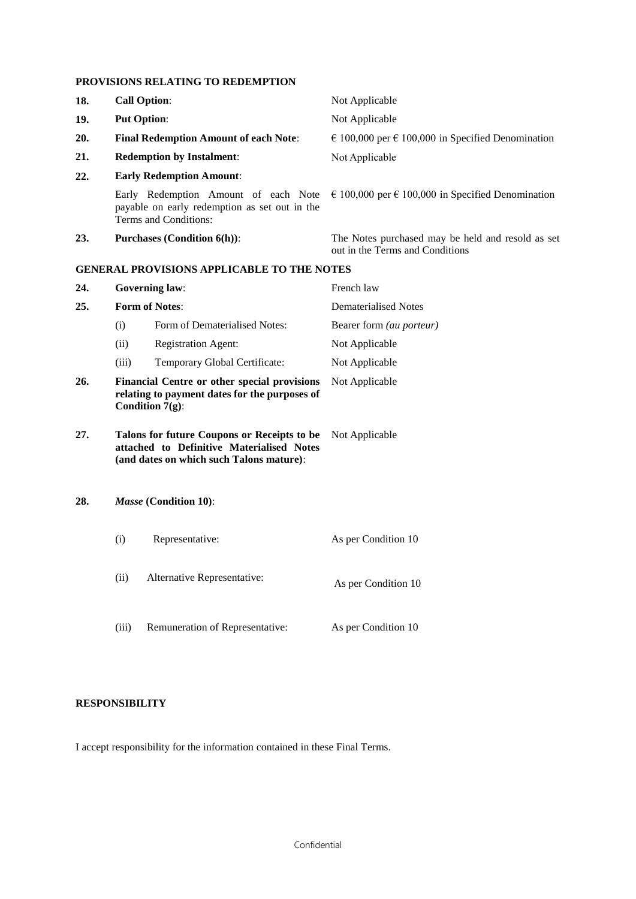**PROVISIONS RELATING TO REDEMPTION**

| | | |
|---|---|---|
| **18.** | **Call Option**: | Not Applicable |
| **19.** | **Put Option**: | Not Applicable |
| **20.** | **Final Redemption Amount of each Note**: | € 100,000 per € 100,000 in Specified Denomination |
| **21.** | **Redemption by Instalment**: | Not Applicable |
| **22.** | **Early Redemption Amount**: | |
| | Early Redemption Amount of each Note payable on early redemption as set out in the Terms and Conditions: | € 100,000 per € 100,000 in Specified Denomination |
| **23.** | **Purchases (Condition 6(h))**: | The Notes purchased may be held and resold as set out in the Terms and Conditions |

**GENERAL PROVISIONS APPLICABLE TO THE NOTES**

| | | |
|---|---|---|
| **24.** | **Governing law**: | French law |
| **25.** | **Form of Notes**: | Dematerialised Notes |
| | (i) Form of Dematerialised Notes: | Bearer form *(au porteur)* |
| | (ii) Registration Agent: | Not Applicable |
| | (iii) Temporary Global Certificate: | Not Applicable |
| **26.** | **Financial Centre or other special provisions relating to payment dates for the purposes of Condition 7(g)**: | Not Applicable |
| **27.** | **Talons for future Coupons or Receipts to be attached to Definitive Materialised Notes (and dates on which such Talons mature)**: | Not Applicable |
| **28.** | ***Masse*** **(Condition 10)**: | |
| | (i) Representative: | As per Condition 10 |
| | (ii) Alternative Representative: | As per Condition 10 |
| | (iii) Remuneration of Representative: | As per Condition 10 |

**RESPONSIBILITY**

I accept responsibility for the information contained in these Final Terms.

Confidential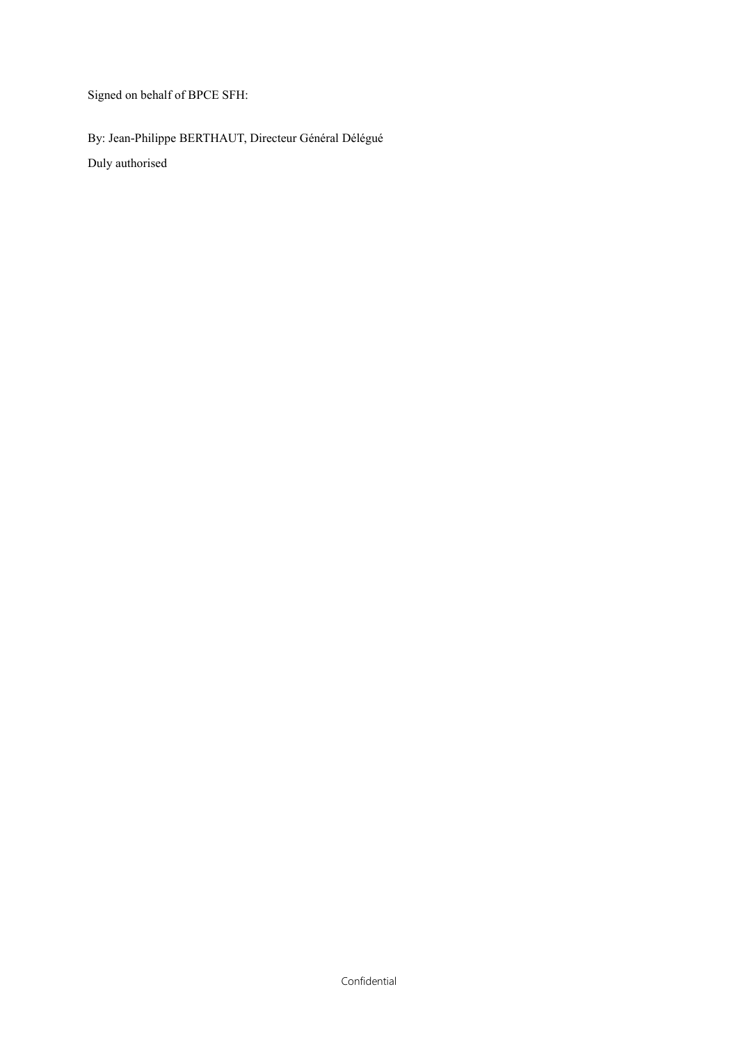Signed on behalf of BPCE SFH:

By: Jean-Philippe BERTHAUT, Directeur Général Délégué

Duly authorised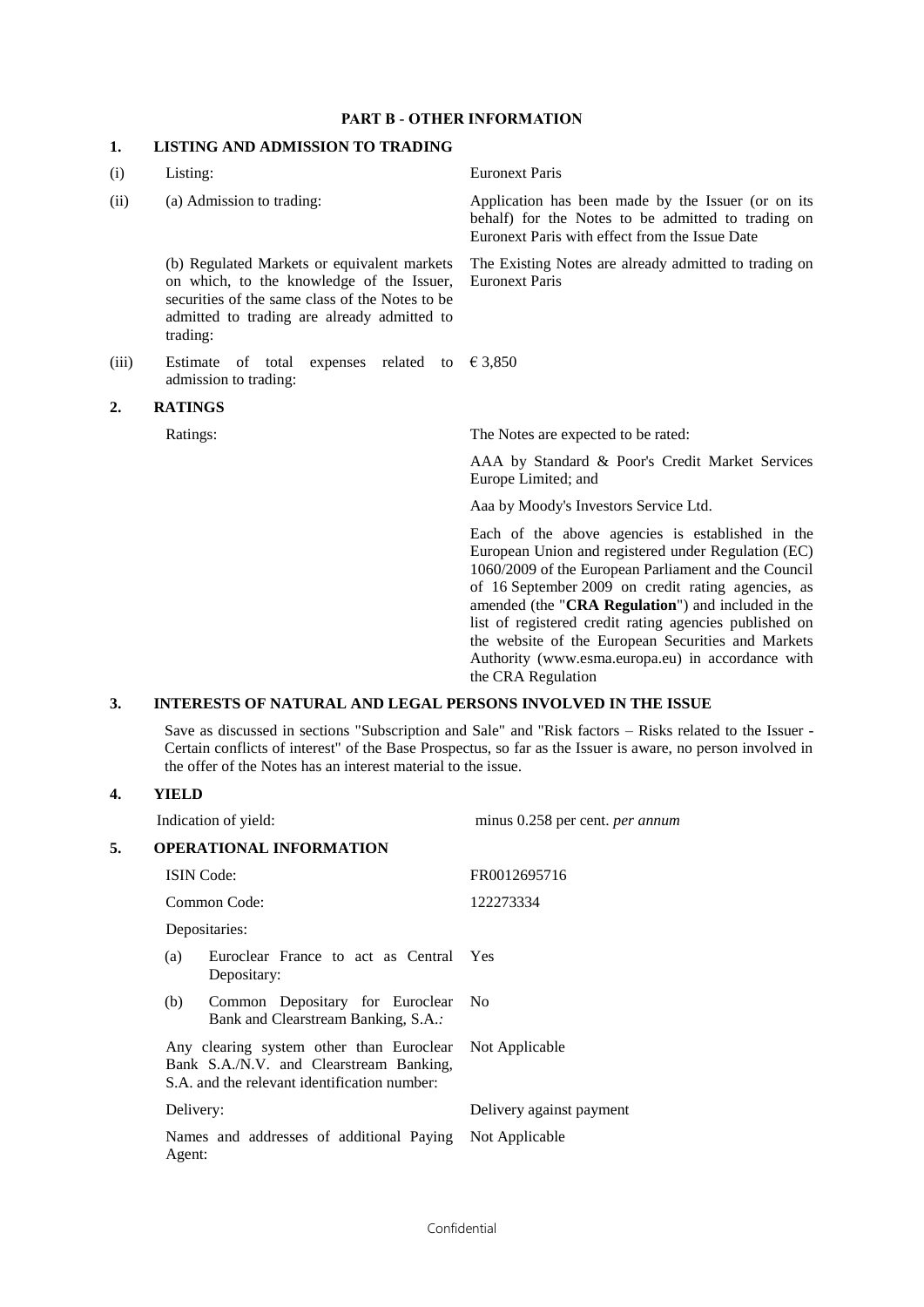**PART B - OTHER INFORMATION**

**1. LISTING AND ADMISSION TO TRADING**

| | | |
|---|---|---|
| (i) | Listing: | Euronext Paris |
| (ii) | (a) Admission to trading: | Application has been made by the Issuer (or on its behalf) for the Notes to be admitted to trading on Euronext Paris with effect from the Issue Date |
| | (b) Regulated Markets or equivalent markets on which, to the knowledge of the Issuer, securities of the same class of the Notes to be admitted to trading are already admitted to trading: | The Existing Notes are already admitted to trading on Euronext Paris |
| (iii) | Estimate of total expenses related to admission to trading: | € 3,850 |

**2. RATINGS**

| | |
|---|---|
| Ratings: | The Notes are expected to be rated: |
| | AAA by Standard & Poor's Credit Market Services Europe Limited; and |
| | Aaa by Moody's Investors Service Ltd. |
| | Each of the above agencies is established in the European Union and registered under Regulation (EC) 1060/2009 of the European Parliament and the Council of 16 September 2009 on credit rating agencies, as amended (the "**CRA Regulation**") and included in the list of registered credit rating agencies published on the website of the European Securities and Markets Authority (www.esma.europa.eu) in accordance with the CRA Regulation |

**3. INTERESTS OF NATURAL AND LEGAL PERSONS INVOLVED IN THE ISSUE**

Save as discussed in sections "Subscription and Sale" and "Risk factors – Risks related to the Issuer - Certain conflicts of interest" of the Base Prospectus, so far as the Issuer is aware, no person involved in the offer of the Notes has an interest material to the issue.

**4. YIELD**

| | |
|---|---|
| Indication of yield: | minus 0.258 per cent. *per annum* |

**5. OPERATIONAL INFORMATION**

| | |
|---|---|
| ISIN Code: | FR0012695716 |
| Common Code: | 122273334 |
| Depositaries: | |
| (a) Euroclear France to act as Central Depositary: | Yes |
| (b) Common Depositary for Euroclear Bank and Clearstream Banking, S.A.*:* | No |
| Any clearing system other than Euroclear Bank S.A./N.V. and Clearstream Banking, S.A. and the relevant identification number: | Not Applicable |
| Delivery: | Delivery against payment |
| Names and addresses of additional Paying Agent: | Not Applicable |

Confidential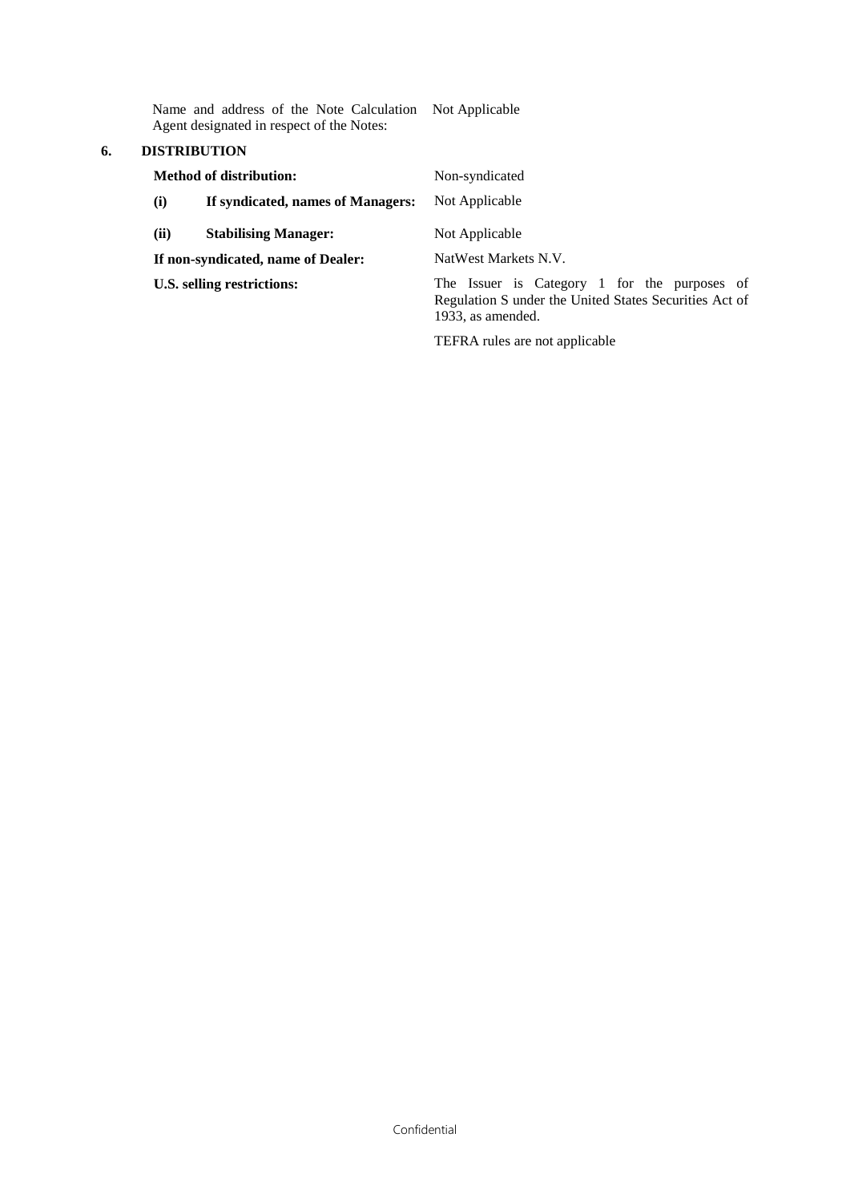| | |
|---|---|
| Name and address of the Note Calculation Agent designated in respect of the Notes: | Not Applicable |

## 6. DISTRIBUTION

| | |
|---|---|
| **Method of distribution:** | Non-syndicated |
| **(i) If syndicated, names of Managers:** | Not Applicable |
| **(ii) Stabilising Manager:** | Not Applicable |
| **If non-syndicated, name of Dealer:** | NatWest Markets N.V. |
| **U.S. selling restrictions:** | The Issuer is Category 1 for the purposes of Regulation S under the United States Securities Act of 1933, as amended.<br><br>TEFRA rules are not applicable |

Confidential